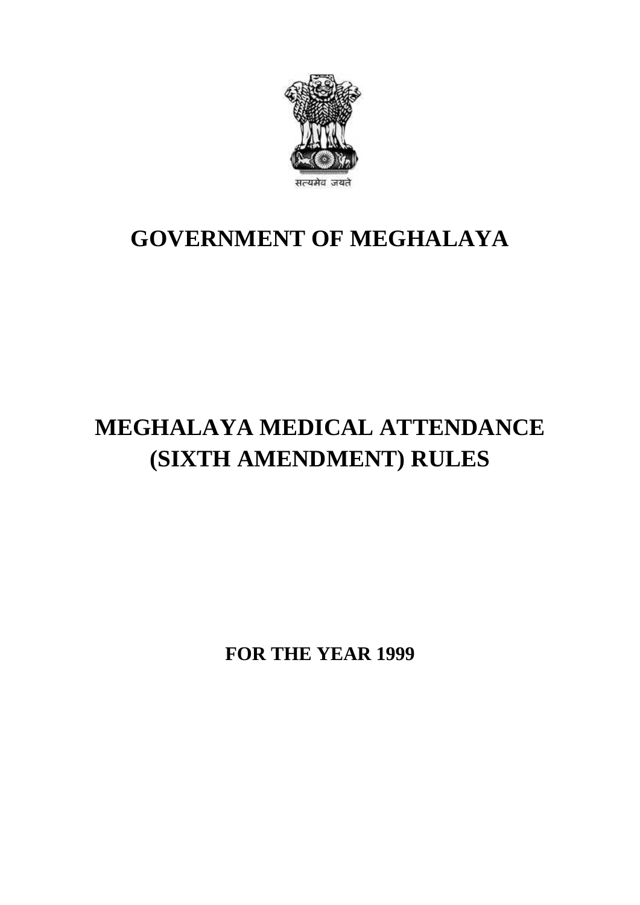सत्यमेव जयते

# GOVERNMENT OF MEGHALAYA

# MEGHALAYA MEDICAL ATTENDANCE (SIXTH AMENDMENT) RULES

**FOR THE YEAR 1999**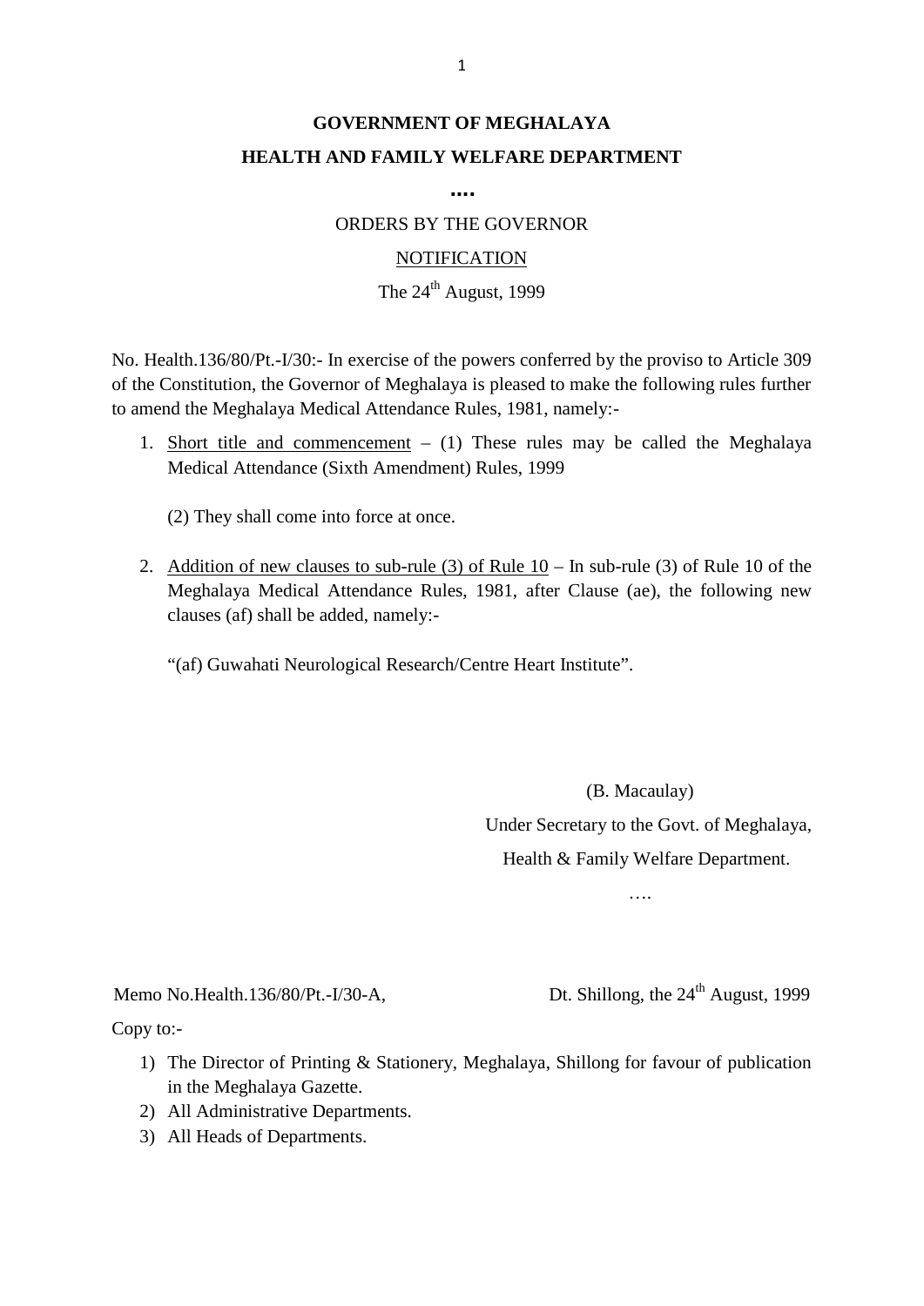**GOVERNMENT OF MEGHALAYA**

**HEALTH AND FAMILY WELFARE DEPARTMENT**

**....**

ORDERS BY THE GOVERNOR

NOTIFICATION

The 24th August, 1999

No. Health.136/80/Pt.-I/30:- In exercise of the powers conferred by the proviso to Article 309 of the Constitution, the Governor of Meghalaya is pleased to make the following rules further to amend the Meghalaya Medical Attendance Rules, 1981, namely:-

1. Short title and commencement – (1) These rules may be called the Meghalaya Medical Attendance (Sixth Amendment) Rules, 1999

   (2) They shall come into force at once.

2. Addition of new clauses to sub-rule (3) of Rule 10 – In sub-rule (3) of Rule 10 of the Meghalaya Medical Attendance Rules, 1981, after Clause (ae), the following new clauses (af) shall be added, namely:-

   "(af) Guwahati Neurological Research/Centre Heart Institute".

(B. Macaulay)

Under Secretary to the Govt. of Meghalaya,

Health & Family Welfare Department.

….

Memo No.Health.136/80/Pt.-I/30-A, Dt. Shillong, the 24th August, 1999

Copy to:-

1) The Director of Printing & Stationery, Meghalaya, Shillong for favour of publication in the Meghalaya Gazette.
2) All Administrative Departments.
3) All Heads of Departments.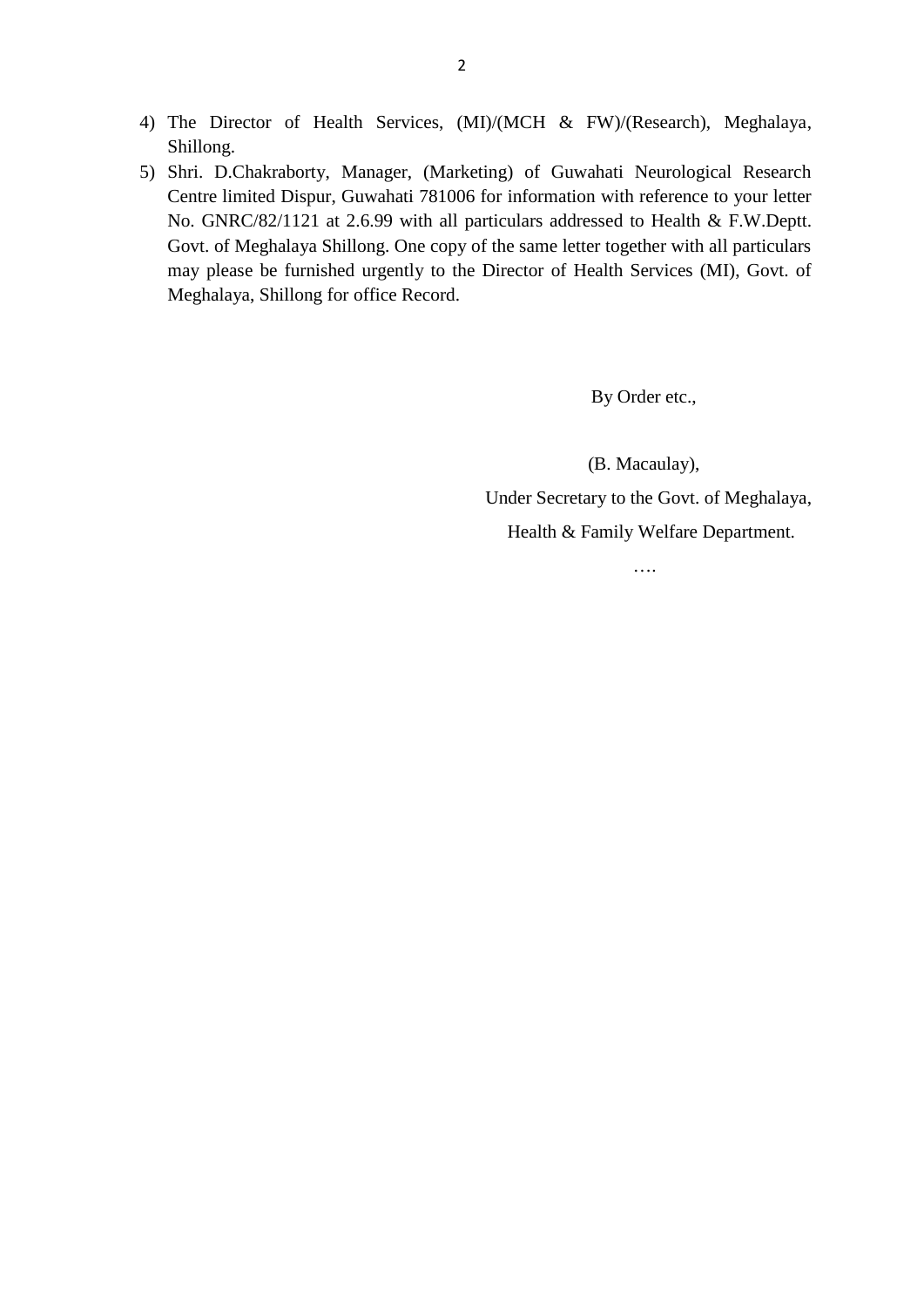4) The Director of Health Services, (MI)/(MCH & FW)/(Research), Meghalaya, Shillong.
5) Shri. D.Chakraborty, Manager, (Marketing) of Guwahati Neurological Research Centre limited Dispur, Guwahati 781006 for information with reference to your letter No. GNRC/82/1121 at 2.6.99 with all particulars addressed to Health & F.W.Deptt. Govt. of Meghalaya Shillong. One copy of the same letter together with all particulars may please be furnished urgently to the Director of Health Services (MI), Govt. of Meghalaya, Shillong for office Record.

By Order etc.,

(B. Macaulay),

Under Secretary to the Govt. of Meghalaya,

Health & Family Welfare Department.

….